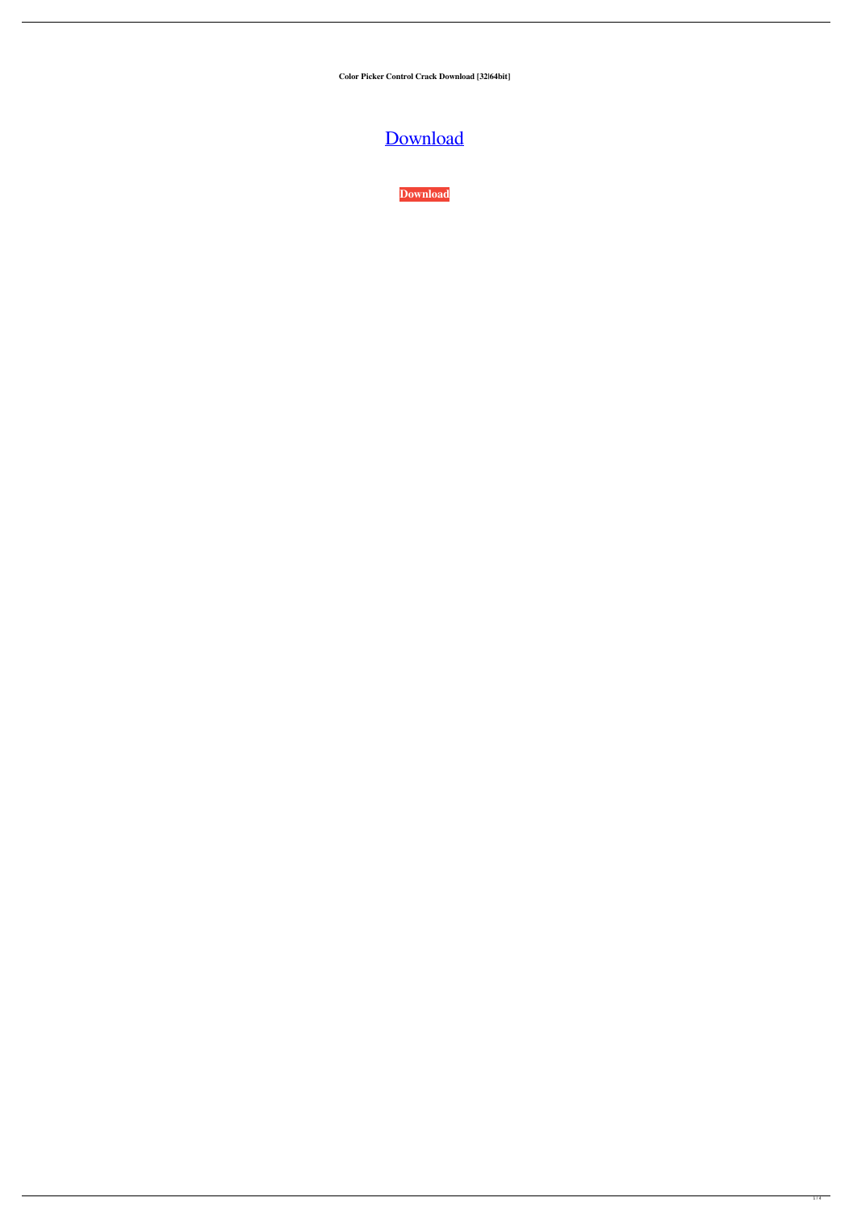**Color Picker Control Crack Download [32|64bit]**

Download

**Download**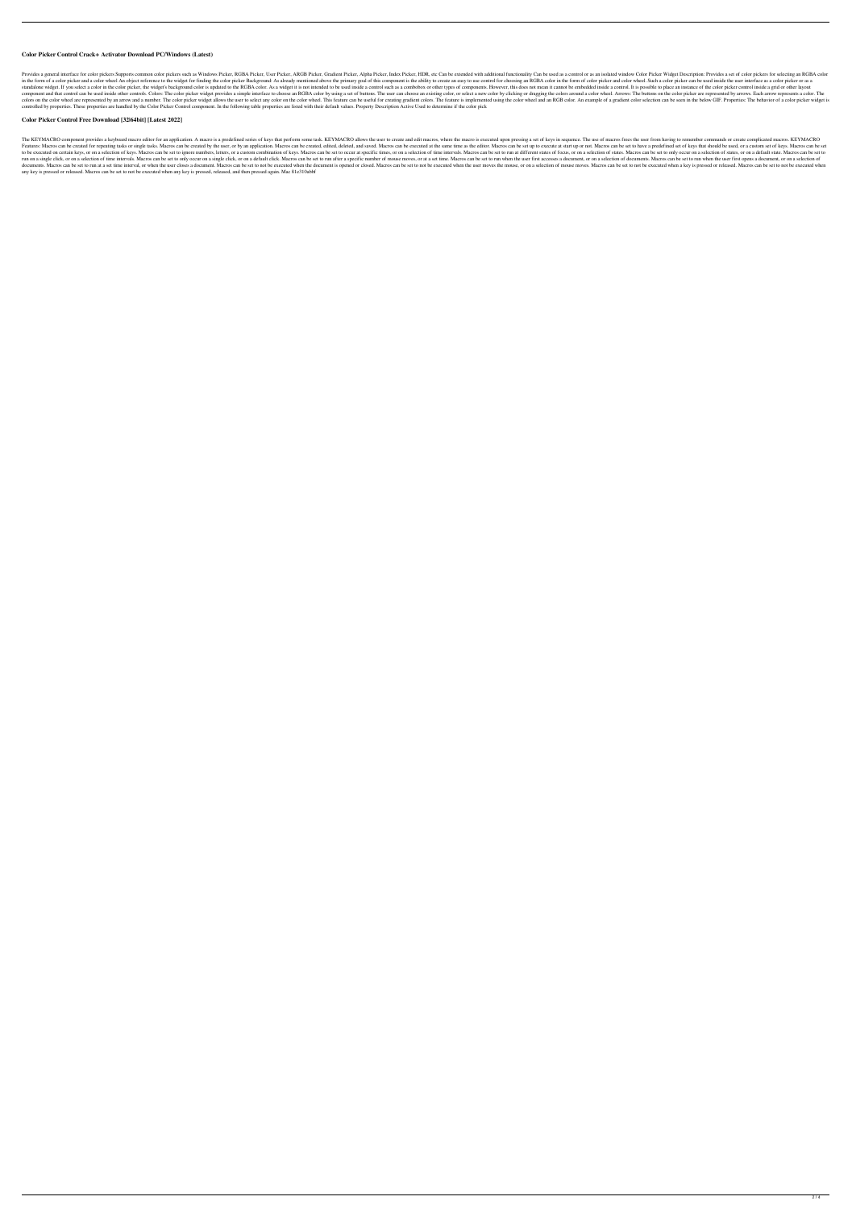### Color Picker Control Crack+ Activator Download PC/Windows (Latest)

Provides a general interface for color pickers Supports common color pickers such as Windows Picker, RGBA Picker, User Picker, ARGB Picker, Gradient Picker, Alpha Picker, Index Picker, HDR, etc Can be extended with additional functionality Can be used as a control or as an isolated window Color Picker Widget Description: Provides a set of color pickers for selecting an RGBA color in the form of a color picker and a color wheel An object reference to the widget for finding the color picker Background: As already mentioned above the primary goal of this component is the ability to create an easy to use control for choosing an RGBA color in the form of color picker and color wheel. Such a color picker can be used inside the user interface as a color picker or as a standalone widget. If you select a color in the color picker, the widget's background color is updated to the RGBA color. As a widget it is not intended to be used inside a control such as a combobox or other types of components. However, this does not mean it cannot be embedded inside a control. It is possible to place an instance of the color picker control inside a grid or other layout component and that control can be used inside other controls. Colors: The color picker widget provides a simple interface to choose an RGBA color by using a set of buttons. The user can choose an existing color, or select a new color by clicking or dragging the colors around a color wheel. Arrows: The buttons on the color picker are represented by arrows. Each arrow represents a color. The colors on the color wheel are represented by an arrow and a number. The color picker widget allows the user to select any color on the color wheel. This feature can be useful for creating gradient colors. The feature is implemented using the color wheel and an RGB color. An example of a gradient color selection can be seen in the below GIF. Properties: The behavior of a color picker widget is controlled by properties. These properties are handled by the Color Picker Control component. In the following table properties are listed with their default values. Property Description Active Used to determine if the color pick

### Color Picker Control Free Download [32|64bit] [Latest 2022]

The KEYMACRO component provides a keyboard macro editor for an application. A macro is a predefined series of keys that perform some task. KEYMACRO allows the user to create and edit macros, where the macro is executed upon pressing a set of keys in sequence. The use of macros frees the user from having to remember commands or create complicated macros. KEYMACRO Features: Macros can be created for repeating tasks or single tasks. Macros can be created by the user, or by an application. Macros can be created, edited, deleted, and saved. Macros can be executed at the same time as the editor. Macros can be set up to execute at start up or not. Macros can be set to have a predefined set of keys that should be used, or a custom set of keys. Macros can be set to be executed on certain keys, or on a selection of keys. Macros can be set to ignore numbers, letters, or a custom combination of keys. Macros can be set to occur at specific times, or on a selection of time intervals. Macros can be set to run at different states of focus, or on a selection of states. Macros can be set to only occur on a selection of states, or on a default state. Macros can be set to run on a single click, or on a selection of time intervals. Macros can be set to only occur on a single click, or on a default click. Macros can be set to run after a specific number of mouse moves, or at a set time. Macros can be set to run when the user first accesses a document, or on a selection of documents. Macros can be set to run when the user first opens a document, or on a selection of documents. Macros can be set to run at a set time interval, or when the user closes a document. Macros can be set to not be executed when the document is opened or closed. Macros can be set to not be executed when the user moves the mouse, or on a selection of mouse moves. Macros can be set to not be executed when a key is pressed or released. Macros can be set to not be executed when any key is pressed or released. Macros can be set to not be executed when any key is pressed, released, and then pressed again. Mac 81e310abbf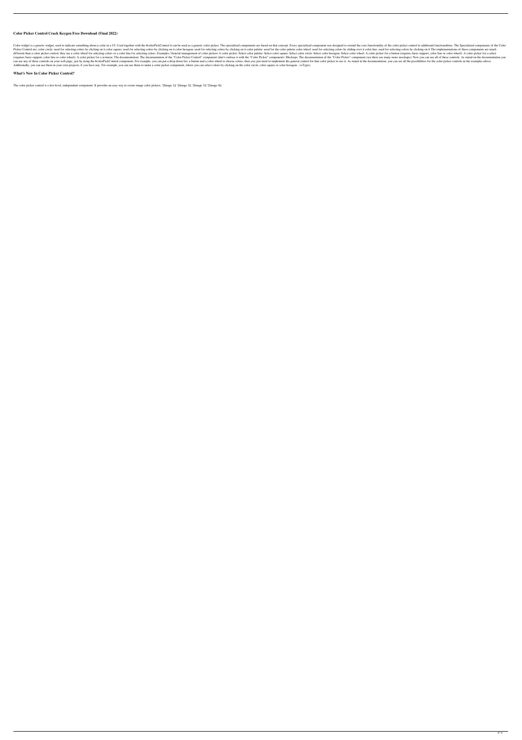## Color Picker Control Crack Keygen Free Download (Final 2022)

Color widget is a generic widget, used to indicate something about a color in a UI. Used together with the #colorPickControl it can be used as a generic color picker. The specialized components are based on that concept. Every specialized component was designed to extend the core functionality of the color picker control to additional functionalities. The Specialized components of the Color Picker Control are: color circle: used for selecting colors by clicking on it color square: used for selecting colors by clicking on it color hexagon: used for selecting colors by clicking on it color palette: used for the color palette color wheel: used for selecting colors by sliding over it color line: used for selecting colors by clicking on it The implementations of these components are much different than a color picker control, they use a color wheel for selecting colors or a color line for selecting colors. Examples: General management of color pickers A color picker: Select color palette: Select color square: Select color circle: Select color hexagon: Select color wheel: A color picker for a button (requires basic support, color line or color wheel): A color picker for a select (requires basic support, color line or color wheel): A color picker for a textarea: The documentation: The documentation of the "Color Picker Control" component (don't confuse it with the "Color Picker" component): Mockups: The documentation of the "Color Picker" component (see there are many more mockups): Now you can use all of those controls. As stated on the documentation you can use any of these controls on your web page, just by using the #colorPickControl component. For example, you can put a drop down list, a button and a color wheel to choose colors, then you just need to implement the general control for that color picker to use it. As stated in the documentation, you can see all the possibilities for the color picker controls in the examples above. Additionally, you can use them in your own projects, if you have any. For example, you can use them to make a color picker component, where you can select colors by clicking on the color circle, color square or color hexagon. ->Type);

## What's New In Color Picker Control?

The color picker control is a low-level, independent component. It provides an easy way to create image color pickers. ![Image 1]( ![Image 2]( ![Image 3]( ![Image 4](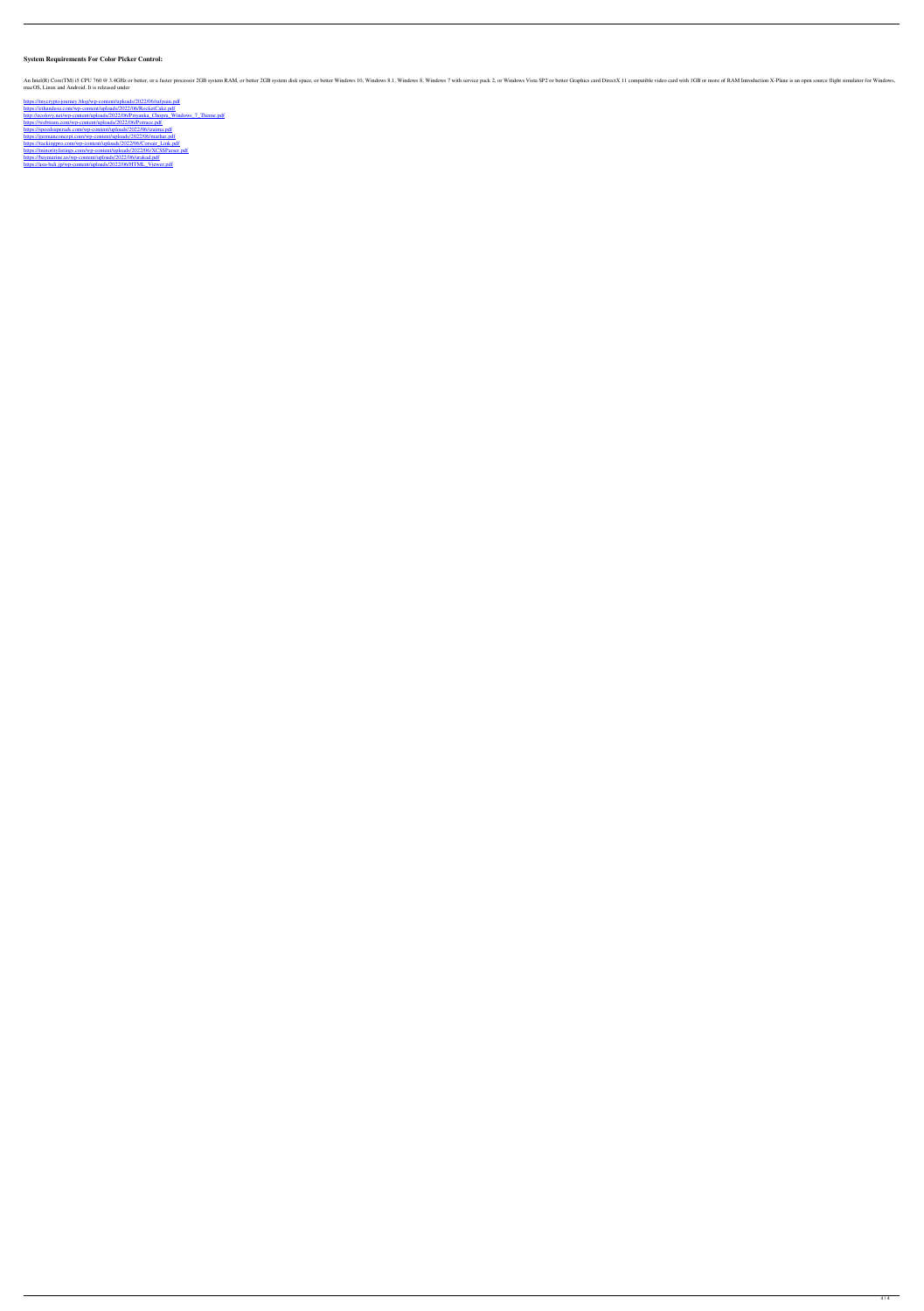**System Requirements For Color Picker Control:**

An Intel(R) Core(TM) i5 CPU 760 @ 3.4GHz or better, or a faster processor 2GB system RAM, or better 2GB system disk space, or better Windows 10, Windows 8.1, Windows 8, Windows 7 with service pack 2, or Windows Vista SP2 or better Graphics card DirectX 11 compatible video card with 1GB or more of RAM Introduction X-Plane is an open source flight simulator for Windows, macOS, Linux and Android. It is released under

https://mycryptojourney.blog/wp-content/uploads/2022/06/rafnan.pdf
https://erhandsou.com/wp-content/uploads/2022/06/RocketCake.pdf
http://ecolovy.net/wp-content/uploads/2022/06/Priyanka_Chopra_Windows_7_Theme.pdf
https://webtium.com/wp-content/uploads/2022/06/Potrace.pdf
https://speedsuperads.com/wp-content/uploads/2022/06/zaimia.pdf
https://germanconcept.com/wp-content/uploads/2022/06/marhar.pdf
https://trackingpro.com/wp-content/uploads/2022/06/Corsair_Link.pdf
https://minorityimusings.com/wp-content/uploads/2022/06/XCSSParser.pdf
https://buymarine.us/wp-content/uploads/2022/06/urakad.pdf
https://aeu-hak.jp/wp-content/uploads/2022/06/HTML_Viewer.pdf